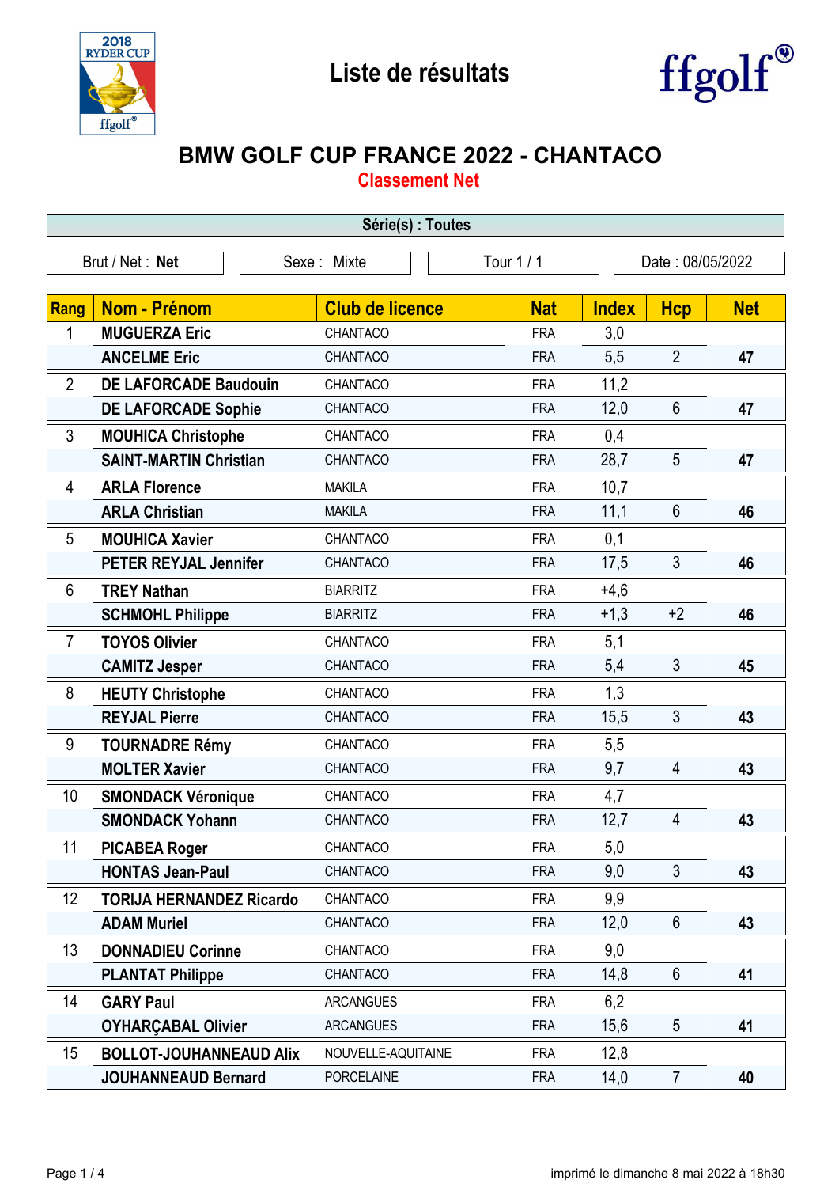# Liste de résultats

## BMW GOLF CUP FRANCE 2022 - CHANTACO

### Classement Net

**Série(s) : Toutes**

| Brut / Net : **Net** | Sexe : Mixte | Tour 1 / 1 | Date : 08/05/2022 |
|---|---|---|---|

| Rang | Nom - Prénom | Club de licence | Nat | Index | Hcp | Net |
|---|---|---|---|---|---|---|
| 1 | **MUGUERZA Eric** | CHANTACO | FRA | 3,0 | | |
| | **ANCELME Eric** | CHANTACO | FRA | 5,5 | 2 | **47** |
| 2 | **DE LAFORCADE Baudouin** | CHANTACO | FRA | 11,2 | | |
| | **DE LAFORCADE Sophie** | CHANTACO | FRA | 12,0 | 6 | **47** |
| 3 | **MOUHICA Christophe** | CHANTACO | FRA | 0,4 | | |
| | **SAINT-MARTIN Christian** | CHANTACO | FRA | 28,7 | 5 | **47** |
| 4 | **ARLA Florence** | MAKILA | FRA | 10,7 | | |
| | **ARLA Christian** | MAKILA | FRA | 11,1 | 6 | **46** |
| 5 | **MOUHICA Xavier** | CHANTACO | FRA | 0,1 | | |
| | **PETER REYJAL Jennifer** | CHANTACO | FRA | 17,5 | 3 | **46** |
| 6 | **TREY Nathan** | BIARRITZ | FRA | +4,6 | | |
| | **SCHMOHL Philippe** | BIARRITZ | FRA | +1,3 | +2 | **46** |
| 7 | **TOYOS Olivier** | CHANTACO | FRA | 5,1 | | |
| | **CAMITZ Jesper** | CHANTACO | FRA | 5,4 | 3 | **45** |
| 8 | **HEUTY Christophe** | CHANTACO | FRA | 1,3 | | |
| | **REYJAL Pierre** | CHANTACO | FRA | 15,5 | 3 | **43** |
| 9 | **TOURNADRE Rémy** | CHANTACO | FRA | 5,5 | | |
| | **MOLTER Xavier** | CHANTACO | FRA | 9,7 | 4 | **43** |
| 10 | **SMONDACK Véronique** | CHANTACO | FRA | 4,7 | | |
| | **SMONDACK Yohann** | CHANTACO | FRA | 12,7 | 4 | **43** |
| 11 | **PICABEA Roger** | CHANTACO | FRA | 5,0 | | |
| | **HONTAS Jean-Paul** | CHANTACO | FRA | 9,0 | 3 | **43** |
| 12 | **TORIJA HERNANDEZ Ricardo** | CHANTACO | FRA | 9,9 | | |
| | **ADAM Muriel** | CHANTACO | FRA | 12,0 | 6 | **43** |
| 13 | **DONNADIEU Corinne** | CHANTACO | FRA | 9,0 | | |
| | **PLANTAT Philippe** | CHANTACO | FRA | 14,8 | 6 | **41** |
| 14 | **GARY Paul** | ARCANGUES | FRA | 6,2 | | |
| | **OYHARÇABAL Olivier** | ARCANGUES | FRA | 15,6 | 5 | **41** |
| 15 | **BOLLOT-JOUHANNEAUD Alix** | NOUVELLE-AQUITAINE | FRA | 12,8 | | |
| | **JOUHANNEAUD Bernard** | PORCELAINE | FRA | 14,0 | 7 | **40** |

imprimé le dimanche 8 mai 2022 à 18h30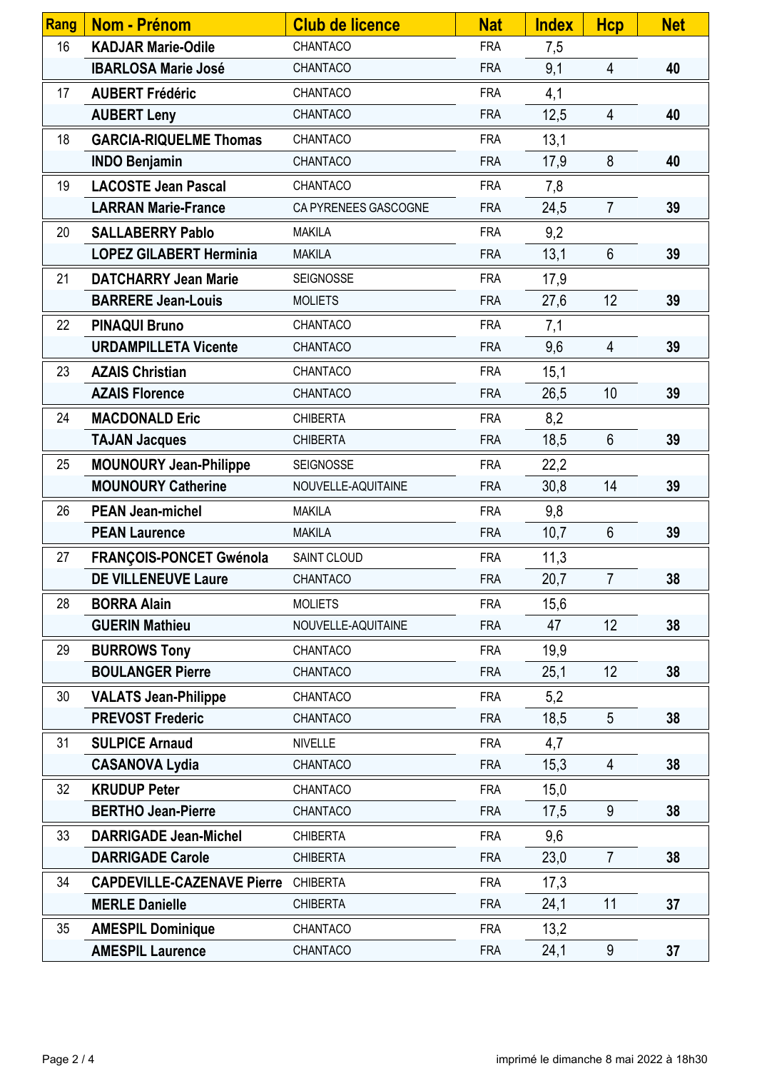| Rang | Nom - Prénom | Club de licence | Nat | Index | Hcp | Net |
|---|---|---|---|---|---|---|
| 16 | **KADJAR Marie-Odile** | CHANTACO | FRA | 7,5 | | |
| | **IBARLOSA Marie José** | CHANTACO | FRA | 9,1 | 4 | **40** |
| 17 | **AUBERT Frédéric** | CHANTACO | FRA | 4,1 | | |
| | **AUBERT Leny** | CHANTACO | FRA | 12,5 | 4 | **40** |
| 18 | **GARCIA-RIQUELME Thomas** | CHANTACO | FRA | 13,1 | | |
| | **INDO Benjamin** | CHANTACO | FRA | 17,9 | 8 | **40** |
| 19 | **LACOSTE Jean Pascal** | CHANTACO | FRA | 7,8 | | |
| | **LARRAN Marie-France** | CA PYRENEES GASCOGNE | FRA | 24,5 | 7 | **39** |
| 20 | **SALLABERRY Pablo** | MAKILA | FRA | 9,2 | | |
| | **LOPEZ GILABERT Herminia** | MAKILA | FRA | 13,1 | 6 | **39** |
| 21 | **DATCHARRY Jean Marie** | SEIGNOSSE | FRA | 17,9 | | |
| | **BARRERE Jean-Louis** | MOLIETS | FRA | 27,6 | 12 | **39** |
| 22 | **PINAQUI Bruno** | CHANTACO | FRA | 7,1 | | |
| | **URDAMPILLETA Vicente** | CHANTACO | FRA | 9,6 | 4 | **39** |
| 23 | **AZAIS Christian** | CHANTACO | FRA | 15,1 | | |
| | **AZAIS Florence** | CHANTACO | FRA | 26,5 | 10 | **39** |
| 24 | **MACDONALD Eric** | CHIBERTA | FRA | 8,2 | | |
| | **TAJAN Jacques** | CHIBERTA | FRA | 18,5 | 6 | **39** |
| 25 | **MOUNOURY Jean-Philippe** | SEIGNOSSE | FRA | 22,2 | | |
| | **MOUNOURY Catherine** | NOUVELLE-AQUITAINE | FRA | 30,8 | 14 | **39** |
| 26 | **PEAN Jean-michel** | MAKILA | FRA | 9,8 | | |
| | **PEAN Laurence** | MAKILA | FRA | 10,7 | 6 | **39** |
| 27 | **FRANÇOIS-PONCET Gwénola** | SAINT CLOUD | FRA | 11,3 | | |
| | **DE VILLENEUVE Laure** | CHANTACO | FRA | 20,7 | 7 | **38** |
| 28 | **BORRA Alain** | MOLIETS | FRA | 15,6 | | |
| | **GUERIN Mathieu** | NOUVELLE-AQUITAINE | FRA | 47 | 12 | **38** |
| 29 | **BURROWS Tony** | CHANTACO | FRA | 19,9 | | |
| | **BOULANGER Pierre** | CHANTACO | FRA | 25,1 | 12 | **38** |
| 30 | **VALATS Jean-Philippe** | CHANTACO | FRA | 5,2 | | |
| | **PREVOST Frederic** | CHANTACO | FRA | 18,5 | 5 | **38** |
| 31 | **SULPICE Arnaud** | NIVELLE | FRA | 4,7 | | |
| | **CASANOVA Lydia** | CHANTACO | FRA | 15,3 | 4 | **38** |
| 32 | **KRUDUP Peter** | CHANTACO | FRA | 15,0 | | |
| | **BERTHO Jean-Pierre** | CHANTACO | FRA | 17,5 | 9 | **38** |
| 33 | **DARRIGADE Jean-Michel** | CHIBERTA | FRA | 9,6 | | |
| | **DARRIGADE Carole** | CHIBERTA | FRA | 23,0 | 7 | **38** |
| 34 | **CAPDEVILLE-CAZENAVE Pierre** | CHIBERTA | FRA | 17,3 | | |
| | **MERLE Danielle** | CHIBERTA | FRA | 24,1 | 11 | **37** |
| 35 | **AMESPIL Dominique** | CHANTACO | FRA | 13,2 | | |
| | **AMESPIL Laurence** | CHANTACO | FRA | 24,1 | 9 | **37** |

imprimé le dimanche 8 mai 2022 à 18h30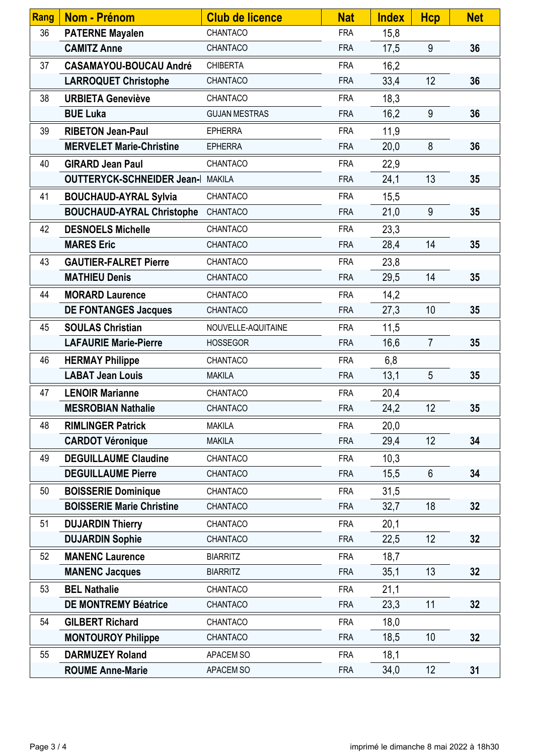| Rang | Nom - Prénom | Club de licence | Nat | Index | Hcp | Net |
|---|---|---|---|---|---|---|
| 36 | **PATERNE Mayalen** | CHANTACO | FRA | 15,8 | | |
| | **CAMITZ Anne** | CHANTACO | FRA | 17,5 | 9 | **36** |
| 37 | **CASAMAYOU-BOUCAU André** | CHIBERTA | FRA | 16,2 | | |
| | **LARROQUET Christophe** | CHANTACO | FRA | 33,4 | 12 | **36** |
| 38 | **URBIETA Geneviève** | CHANTACO | FRA | 18,3 | | |
| | **BUE Luka** | GUJAN MESTRAS | FRA | 16,2 | 9 | **36** |
| 39 | **RIBETON Jean-Paul** | EPHERRA | FRA | 11,9 | | |
| | **MERVELET Marie-Christine** | EPHERRA | FRA | 20,0 | 8 | **36** |
| 40 | **GIRARD Jean Paul** | CHANTACO | FRA | 22,9 | | |
| | **OUTTERYCK-SCHNEIDER Jean-l** | MAKILA | FRA | 24,1 | 13 | **35** |
| 41 | **BOUCHAUD-AYRAL Sylvia** | CHANTACO | FRA | 15,5 | | |
| | **BOUCHAUD-AYRAL Christophe** | CHANTACO | FRA | 21,0 | 9 | **35** |
| 42 | **DESNOELS Michelle** | CHANTACO | FRA | 23,3 | | |
| | **MARES Eric** | CHANTACO | FRA | 28,4 | 14 | **35** |
| 43 | **GAUTIER-FALRET Pierre** | CHANTACO | FRA | 23,8 | | |
| | **MATHIEU Denis** | CHANTACO | FRA | 29,5 | 14 | **35** |
| 44 | **MORARD Laurence** | CHANTACO | FRA | 14,2 | | |
| | **DE FONTANGES Jacques** | CHANTACO | FRA | 27,3 | 10 | **35** |
| 45 | **SOULAS Christian** | NOUVELLE-AQUITAINE | FRA | 11,5 | | |
| | **LAFAURIE Marie-Pierre** | HOSSEGOR | FRA | 16,6 | 7 | **35** |
| 46 | **HERMAY Philippe** | CHANTACO | FRA | 6,8 | | |
| | **LABAT Jean Louis** | MAKILA | FRA | 13,1 | 5 | **35** |
| 47 | **LENOIR Marianne** | CHANTACO | FRA | 20,4 | | |
| | **MESROBIAN Nathalie** | CHANTACO | FRA | 24,2 | 12 | **35** |
| 48 | **RIMLINGER Patrick** | MAKILA | FRA | 20,0 | | |
| | **CARDOT Véronique** | MAKILA | FRA | 29,4 | 12 | **34** |
| 49 | **DEGUILLAUME Claudine** | CHANTACO | FRA | 10,3 | | |
| | **DEGUILLAUME Pierre** | CHANTACO | FRA | 15,5 | 6 | **34** |
| 50 | **BOISSERIE Dominique** | CHANTACO | FRA | 31,5 | | |
| | **BOISSERIE Marie Christine** | CHANTACO | FRA | 32,7 | 18 | **32** |
| 51 | **DUJARDIN Thierry** | CHANTACO | FRA | 20,1 | | |
| | **DUJARDIN Sophie** | CHANTACO | FRA | 22,5 | 12 | **32** |
| 52 | **MANENC Laurence** | BIARRITZ | FRA | 18,7 | | |
| | **MANENC Jacques** | BIARRITZ | FRA | 35,1 | 13 | **32** |
| 53 | **BEL Nathalie** | CHANTACO | FRA | 21,1 | | |
| | **DE MONTREMY Béatrice** | CHANTACO | FRA | 23,3 | 11 | **32** |
| 54 | **GILBERT Richard** | CHANTACO | FRA | 18,0 | | |
| | **MONTOUROY Philippe** | CHANTACO | FRA | 18,5 | 10 | **32** |
| 55 | **DARMUZEY Roland** | APACEM SO | FRA | 18,1 | | |
| | **ROUME Anne-Marie** | APACEM SO | FRA | 34,0 | 12 | **31** |

imprimé le dimanche 8 mai 2022 à 18h30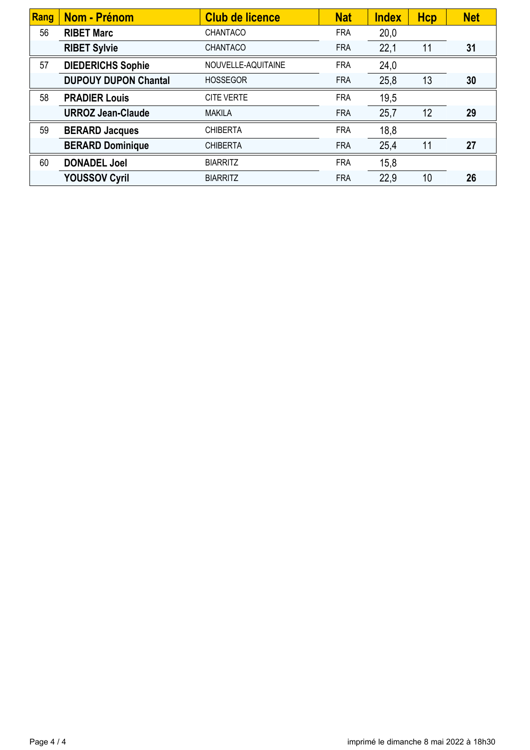| Rang | Nom - Prénom | Club de licence | Nat | Index | Hcp | Net |
|---|---|---|---|---|---|---|
| 56 | **RIBET Marc** | CHANTACO | FRA | 20,0 | | |
| | **RIBET Sylvie** | CHANTACO | FRA | 22,1 | 11 | **31** |
| 57 | **DIEDERICHS Sophie** | NOUVELLE-AQUITAINE | FRA | 24,0 | | |
| | **DUPOUY DUPON Chantal** | HOSSEGOR | FRA | 25,8 | 13 | **30** |
| 58 | **PRADIER Louis** | CITE VERTE | FRA | 19,5 | | |
| | **URROZ Jean-Claude** | MAKILA | FRA | 25,7 | 12 | **29** |
| 59 | **BERARD Jacques** | CHIBERTA | FRA | 18,8 | | |
| | **BERARD Dominique** | CHIBERTA | FRA | 25,4 | 11 | **27** |
| 60 | **DONADEL Joel** | BIARRITZ | FRA | 15,8 | | |
| | **YOUSSOV Cyril** | BIARRITZ | FRA | 22,9 | 10 | **26** |

imprimé le dimanche 8 mai 2022 à 18h30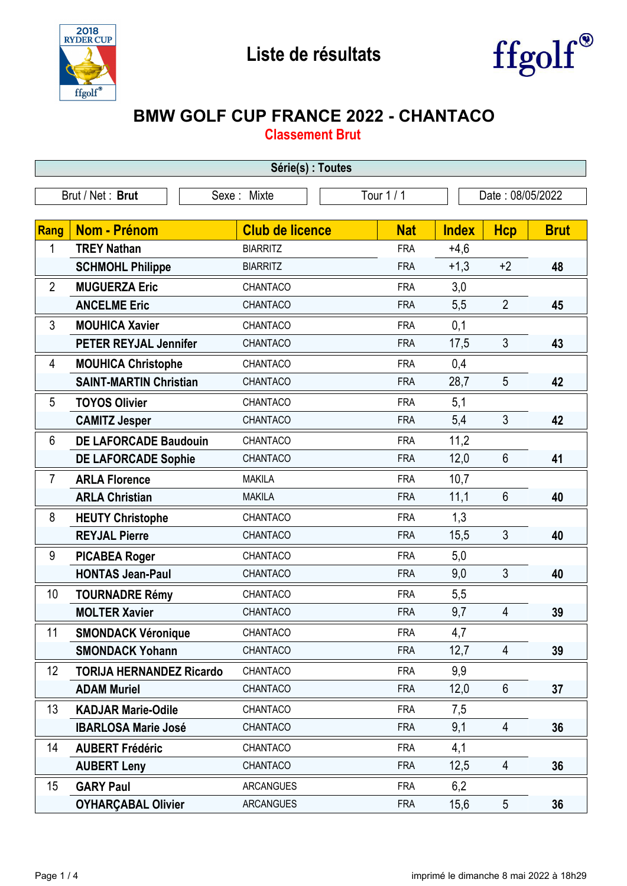# Liste de résultats

## BMW GOLF CUP FRANCE 2022 - CHANTACO

### Classement Brut

**Série(s) : Toutes**

| Brut / Net : **Brut** | Sexe : Mixte | Tour 1 / 1 | Date : 08/05/2022 |
|---|---|---|---|

| Rang | Nom - Prénom | Club de licence | Nat | Index | Hcp | Brut |
|---|---|---|---|---|---|---|
| 1 | **TREY Nathan** | BIARRITZ | FRA | +4,6 | | |
| | **SCHMOHL Philippe** | BIARRITZ | FRA | +1,3 | +2 | **48** |
| 2 | **MUGUERZA Eric** | CHANTACO | FRA | 3,0 | | |
| | **ANCELME Eric** | CHANTACO | FRA | 5,5 | 2 | **45** |
| 3 | **MOUHICA Xavier** | CHANTACO | FRA | 0,1 | | |
| | **PETER REYJAL Jennifer** | CHANTACO | FRA | 17,5 | 3 | **43** |
| 4 | **MOUHICA Christophe** | CHANTACO | FRA | 0,4 | | |
| | **SAINT-MARTIN Christian** | CHANTACO | FRA | 28,7 | 5 | **42** |
| 5 | **TOYOS Olivier** | CHANTACO | FRA | 5,1 | | |
| | **CAMITZ Jesper** | CHANTACO | FRA | 5,4 | 3 | **42** |
| 6 | **DE LAFORCADE Baudouin** | CHANTACO | FRA | 11,2 | | |
| | **DE LAFORCADE Sophie** | CHANTACO | FRA | 12,0 | 6 | **41** |
| 7 | **ARLA Florence** | MAKILA | FRA | 10,7 | | |
| | **ARLA Christian** | MAKILA | FRA | 11,1 | 6 | **40** |
| 8 | **HEUTY Christophe** | CHANTACO | FRA | 1,3 | | |
| | **REYJAL Pierre** | CHANTACO | FRA | 15,5 | 3 | **40** |
| 9 | **PICABEA Roger** | CHANTACO | FRA | 5,0 | | |
| | **HONTAS Jean-Paul** | CHANTACO | FRA | 9,0 | 3 | **40** |
| 10 | **TOURNADRE Rémy** | CHANTACO | FRA | 5,5 | | |
| | **MOLTER Xavier** | CHANTACO | FRA | 9,7 | 4 | **39** |
| 11 | **SMONDACK Véronique** | CHANTACO | FRA | 4,7 | | |
| | **SMONDACK Yohann** | CHANTACO | FRA | 12,7 | 4 | **39** |
| 12 | **TORIJA HERNANDEZ Ricardo** | CHANTACO | FRA | 9,9 | | |
| | **ADAM Muriel** | CHANTACO | FRA | 12,0 | 6 | **37** |
| 13 | **KADJAR Marie-Odile** | CHANTACO | FRA | 7,5 | | |
| | **IBARLOSA Marie José** | CHANTACO | FRA | 9,1 | 4 | **36** |
| 14 | **AUBERT Frédéric** | CHANTACO | FRA | 4,1 | | |
| | **AUBERT Leny** | CHANTACO | FRA | 12,5 | 4 | **36** |
| 15 | **GARY Paul** | ARCANGUES | FRA | 6,2 | | |
| | **OYHARÇABAL Olivier** | ARCANGUES | FRA | 15,6 | 5 | **36** |

imprimé le dimanche 8 mai 2022 à 18h29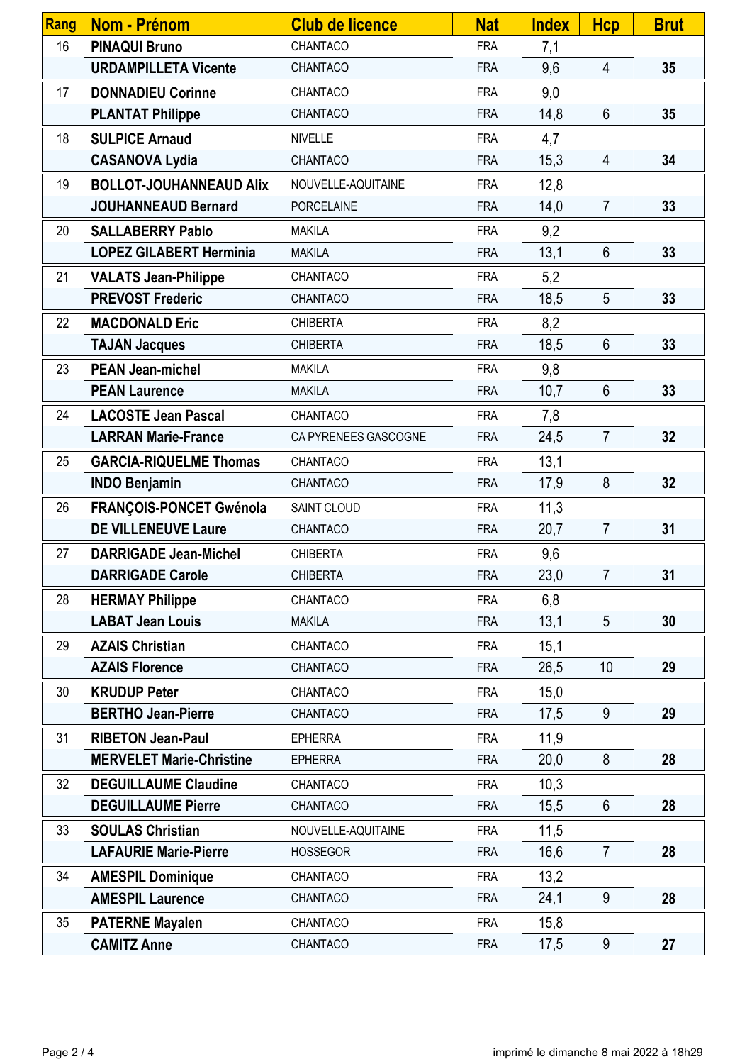| Rang | Nom - Prénom | Club de licence | Nat | Index | Hcp | Brut |
|---|---|---|---|---|---|---|
| 16 | **PINAQUI Bruno** | CHANTACO | FRA | 7,1 | | |
| | **URDAMPILLETA Vicente** | CHANTACO | FRA | 9,6 | 4 | **35** |
| 17 | **DONNADIEU Corinne** | CHANTACO | FRA | 9,0 | | |
| | **PLANTAT Philippe** | CHANTACO | FRA | 14,8 | 6 | **35** |
| 18 | **SULPICE Arnaud** | NIVELLE | FRA | 4,7 | | |
| | **CASANOVA Lydia** | CHANTACO | FRA | 15,3 | 4 | **34** |
| 19 | **BOLLOT-JOUHANNEAUD Alix** | NOUVELLE-AQUITAINE | FRA | 12,8 | | |
| | **JOUHANNEAUD Bernard** | PORCELAINE | FRA | 14,0 | 7 | **33** |
| 20 | **SALLABERRY Pablo** | MAKILA | FRA | 9,2 | | |
| | **LOPEZ GILABERT Herminia** | MAKILA | FRA | 13,1 | 6 | **33** |
| 21 | **VALATS Jean-Philippe** | CHANTACO | FRA | 5,2 | | |
| | **PREVOST Frederic** | CHANTACO | FRA | 18,5 | 5 | **33** |
| 22 | **MACDONALD Eric** | CHIBERTA | FRA | 8,2 | | |
| | **TAJAN Jacques** | CHIBERTA | FRA | 18,5 | 6 | **33** |
| 23 | **PEAN Jean-michel** | MAKILA | FRA | 9,8 | | |
| | **PEAN Laurence** | MAKILA | FRA | 10,7 | 6 | **33** |
| 24 | **LACOSTE Jean Pascal** | CHANTACO | FRA | 7,8 | | |
| | **LARRAN Marie-France** | CA PYRENEES GASCOGNE | FRA | 24,5 | 7 | **32** |
| 25 | **GARCIA-RIQUELME Thomas** | CHANTACO | FRA | 13,1 | | |
| | **INDO Benjamin** | CHANTACO | FRA | 17,9 | 8 | **32** |
| 26 | **FRANÇOIS-PONCET Gwénola** | SAINT CLOUD | FRA | 11,3 | | |
| | **DE VILLENEUVE Laure** | CHANTACO | FRA | 20,7 | 7 | **31** |
| 27 | **DARRIGADE Jean-Michel** | CHIBERTA | FRA | 9,6 | | |
| | **DARRIGADE Carole** | CHIBERTA | FRA | 23,0 | 7 | **31** |
| 28 | **HERMAY Philippe** | CHANTACO | FRA | 6,8 | | |
| | **LABAT Jean Louis** | MAKILA | FRA | 13,1 | 5 | **30** |
| 29 | **AZAIS Christian** | CHANTACO | FRA | 15,1 | | |
| | **AZAIS Florence** | CHANTACO | FRA | 26,5 | 10 | **29** |
| 30 | **KRUDUP Peter** | CHANTACO | FRA | 15,0 | | |
| | **BERTHO Jean-Pierre** | CHANTACO | FRA | 17,5 | 9 | **29** |
| 31 | **RIBETON Jean-Paul** | EPHERRA | FRA | 11,9 | | |
| | **MERVELET Marie-Christine** | EPHERRA | FRA | 20,0 | 8 | **28** |
| 32 | **DEGUILLAUME Claudine** | CHANTACO | FRA | 10,3 | | |
| | **DEGUILLAUME Pierre** | CHANTACO | FRA | 15,5 | 6 | **28** |
| 33 | **SOULAS Christian** | NOUVELLE-AQUITAINE | FRA | 11,5 | | |
| | **LAFAURIE Marie-Pierre** | HOSSEGOR | FRA | 16,6 | 7 | **28** |
| 34 | **AMESPIL Dominique** | CHANTACO | FRA | 13,2 | | |
| | **AMESPIL Laurence** | CHANTACO | FRA | 24,1 | 9 | **28** |
| 35 | **PATERNE Mayalen** | CHANTACO | FRA | 15,8 | | |
| | **CAMITZ Anne** | CHANTACO | FRA | 17,5 | 9 | **27** |

imprimé le dimanche 8 mai 2022 à 18h29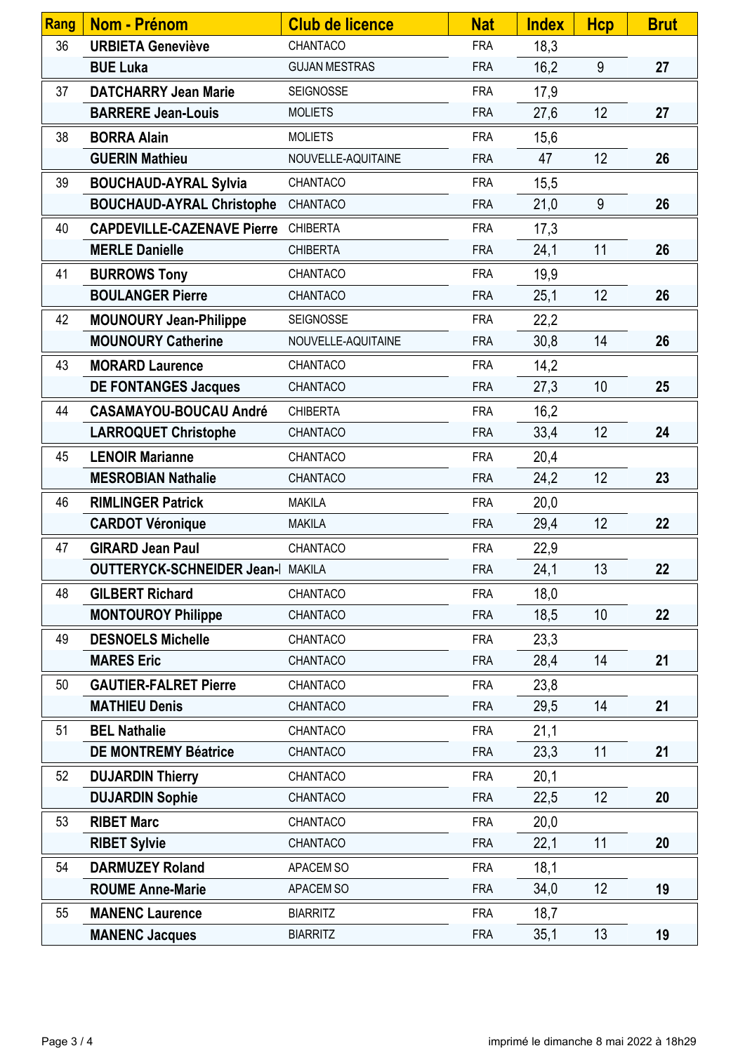| Rang | Nom - Prénom | Club de licence | Nat | Index | Hcp | Brut |
|---|---|---|---|---|---|---|
| 36 | **URBIETA Geneviève** | CHANTACO | FRA | 18,3 | | |
| | **BUE Luka** | GUJAN MESTRAS | FRA | 16,2 | 9 | **27** |
| 37 | **DATCHARRY Jean Marie** | SEIGNOSSE | FRA | 17,9 | | |
| | **BARRERE Jean-Louis** | MOLIETS | FRA | 27,6 | 12 | **27** |
| 38 | **BORRA Alain** | MOLIETS | FRA | 15,6 | | |
| | **GUERIN Mathieu** | NOUVELLE-AQUITAINE | FRA | 47 | 12 | **26** |
| 39 | **BOUCHAUD-AYRAL Sylvia** | CHANTACO | FRA | 15,5 | | |
| | **BOUCHAUD-AYRAL Christophe** | CHANTACO | FRA | 21,0 | 9 | **26** |
| 40 | **CAPDEVILLE-CAZENAVE Pierre** | CHIBERTA | FRA | 17,3 | | |
| | **MERLE Danielle** | CHIBERTA | FRA | 24,1 | 11 | **26** |
| 41 | **BURROWS Tony** | CHANTACO | FRA | 19,9 | | |
| | **BOULANGER Pierre** | CHANTACO | FRA | 25,1 | 12 | **26** |
| 42 | **MOUNOURY Jean-Philippe** | SEIGNOSSE | FRA | 22,2 | | |
| | **MOUNOURY Catherine** | NOUVELLE-AQUITAINE | FRA | 30,8 | 14 | **26** |
| 43 | **MORARD Laurence** | CHANTACO | FRA | 14,2 | | |
| | **DE FONTANGES Jacques** | CHANTACO | FRA | 27,3 | 10 | **25** |
| 44 | **CASAMAYOU-BOUCAU André** | CHIBERTA | FRA | 16,2 | | |
| | **LARROQUET Christophe** | CHANTACO | FRA | 33,4 | 12 | **24** |
| 45 | **LENOIR Marianne** | CHANTACO | FRA | 20,4 | | |
| | **MESROBIAN Nathalie** | CHANTACO | FRA | 24,2 | 12 | **23** |
| 46 | **RIMLINGER Patrick** | MAKILA | FRA | 20,0 | | |
| | **CARDOT Véronique** | MAKILA | FRA | 29,4 | 12 | **22** |
| 47 | **GIRARD Jean Paul** | CHANTACO | FRA | 22,9 | | |
| | **OUTTERYCK-SCHNEIDER Jean-** | MAKILA | FRA | 24,1 | 13 | **22** |
| 48 | **GILBERT Richard** | CHANTACO | FRA | 18,0 | | |
| | **MONTOUROY Philippe** | CHANTACO | FRA | 18,5 | 10 | **22** |
| 49 | **DESNOELS Michelle** | CHANTACO | FRA | 23,3 | | |
| | **MARES Eric** | CHANTACO | FRA | 28,4 | 14 | **21** |
| 50 | **GAUTIER-FALRET Pierre** | CHANTACO | FRA | 23,8 | | |
| | **MATHIEU Denis** | CHANTACO | FRA | 29,5 | 14 | **21** |
| 51 | **BEL Nathalie** | CHANTACO | FRA | 21,1 | | |
| | **DE MONTREMY Béatrice** | CHANTACO | FRA | 23,3 | 11 | **21** |
| 52 | **DUJARDIN Thierry** | CHANTACO | FRA | 20,1 | | |
| | **DUJARDIN Sophie** | CHANTACO | FRA | 22,5 | 12 | **20** |
| 53 | **RIBET Marc** | CHANTACO | FRA | 20,0 | | |
| | **RIBET Sylvie** | CHANTACO | FRA | 22,1 | 11 | **20** |
| 54 | **DARMUZEY Roland** | APACEM SO | FRA | 18,1 | | |
| | **ROUME Anne-Marie** | APACEM SO | FRA | 34,0 | 12 | **19** |
| 55 | **MANENC Laurence** | BIARRITZ | FRA | 18,7 | | |
| | **MANENC Jacques** | BIARRITZ | FRA | 35,1 | 13 | **19** |

imprimé le dimanche 8 mai 2022 à 18h29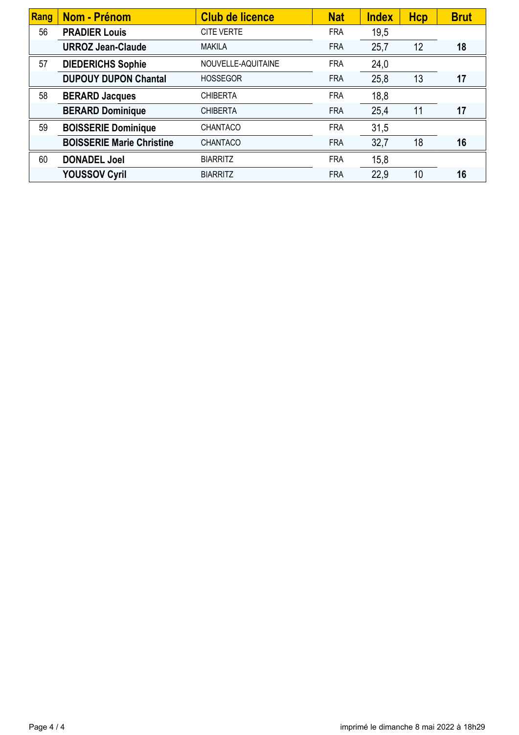| Rang | Nom - Prénom | Club de licence | Nat | Index | Hcp | Brut |
|---|---|---|---|---|---|---|
| 56 | **PRADIER Louis** | CITE VERTE | FRA | 19,5 | | |
| | **URROZ Jean-Claude** | MAKILA | FRA | 25,7 | 12 | **18** |
| 57 | **DIEDERICHS Sophie** | NOUVELLE-AQUITAINE | FRA | 24,0 | | |
| | **DUPOUY DUPON Chantal** | HOSSEGOR | FRA | 25,8 | 13 | **17** |
| 58 | **BERARD Jacques** | CHIBERTA | FRA | 18,8 | | |
| | **BERARD Dominique** | CHIBERTA | FRA | 25,4 | 11 | **17** |
| 59 | **BOISSERIE Dominique** | CHANTACO | FRA | 31,5 | | |
| | **BOISSERIE Marie Christine** | CHANTACO | FRA | 32,7 | 18 | **16** |
| 60 | **DONADEL Joel** | BIARRITZ | FRA | 15,8 | | |
| | **YOUSSOV Cyril** | BIARRITZ | FRA | 22,9 | 10 | **16** |

imprimé le dimanche 8 mai 2022 à 18h29